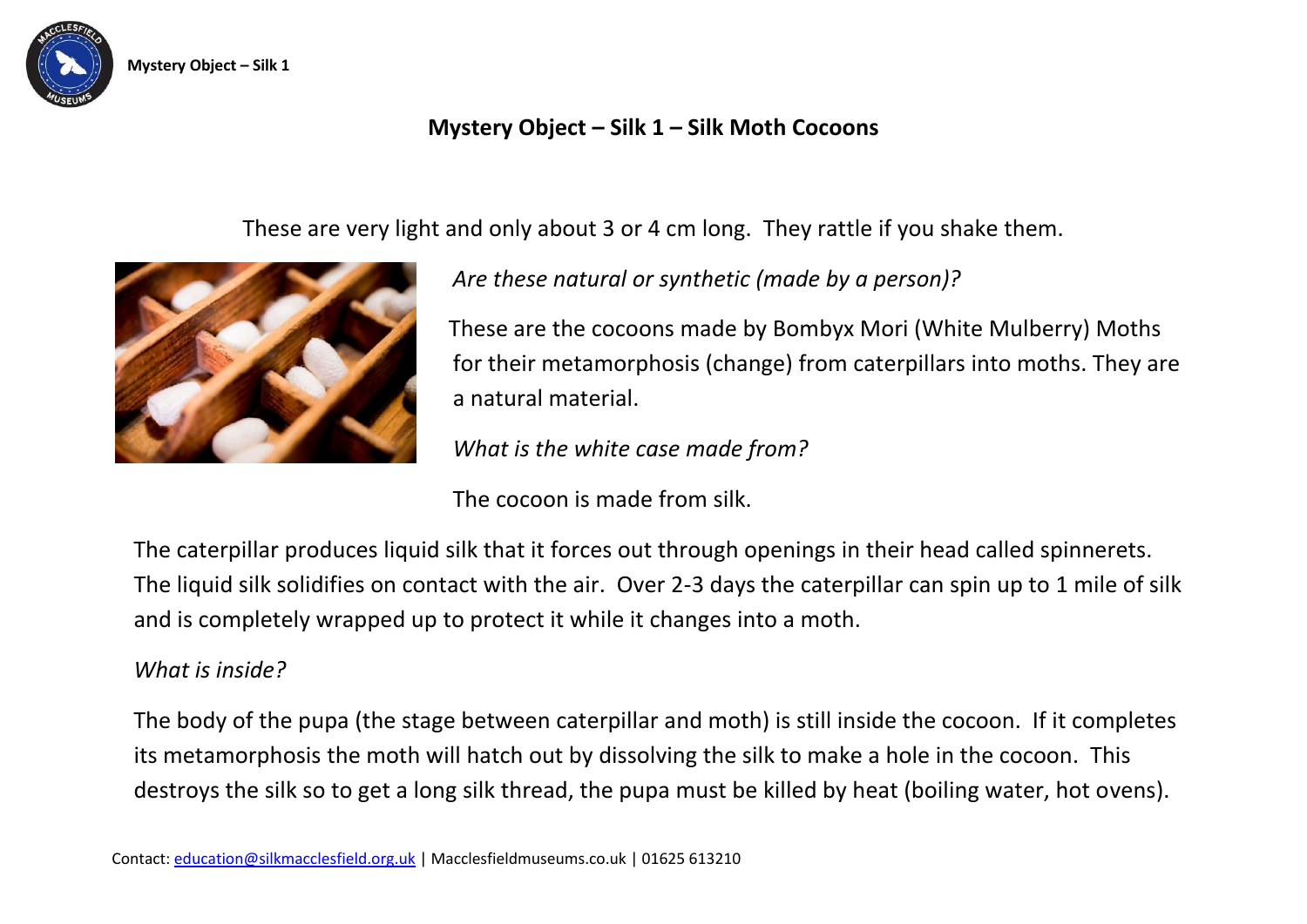# Mystery Object – Silk 1 – Silk Moth Cocoons

These are very light and only about 3 or 4 cm long. They rattle if you shake them.

*Are these natural or synthetic (made by a person)?*

These are the cocoons made by Bombyx Mori (White Mulberry) Moths for their metamorphosis (change) from caterpillars into moths. They are a natural material.

*What is the white case made from?*

The cocoon is made from silk.

The caterpillar produces liquid silk that it forces out through openings in their head called spinnerets. The liquid silk solidifies on contact with the air. Over 2-3 days the caterpillar can spin up to 1 mile of silk and is completely wrapped up to protect it while it changes into a moth.

*What is inside?*

The body of the pupa (the stage between caterpillar and moth) is still inside the cocoon. If it completes its metamorphosis the moth will hatch out by dissolving the silk to make a hole in the cocoon. This destroys the silk so to get a long silk thread, the pupa must be killed by heat (boiling water, hot ovens).

Contact: education@silkmacclesfield.org.uk | Macclesfieldmuseums.co.uk | 01625 613210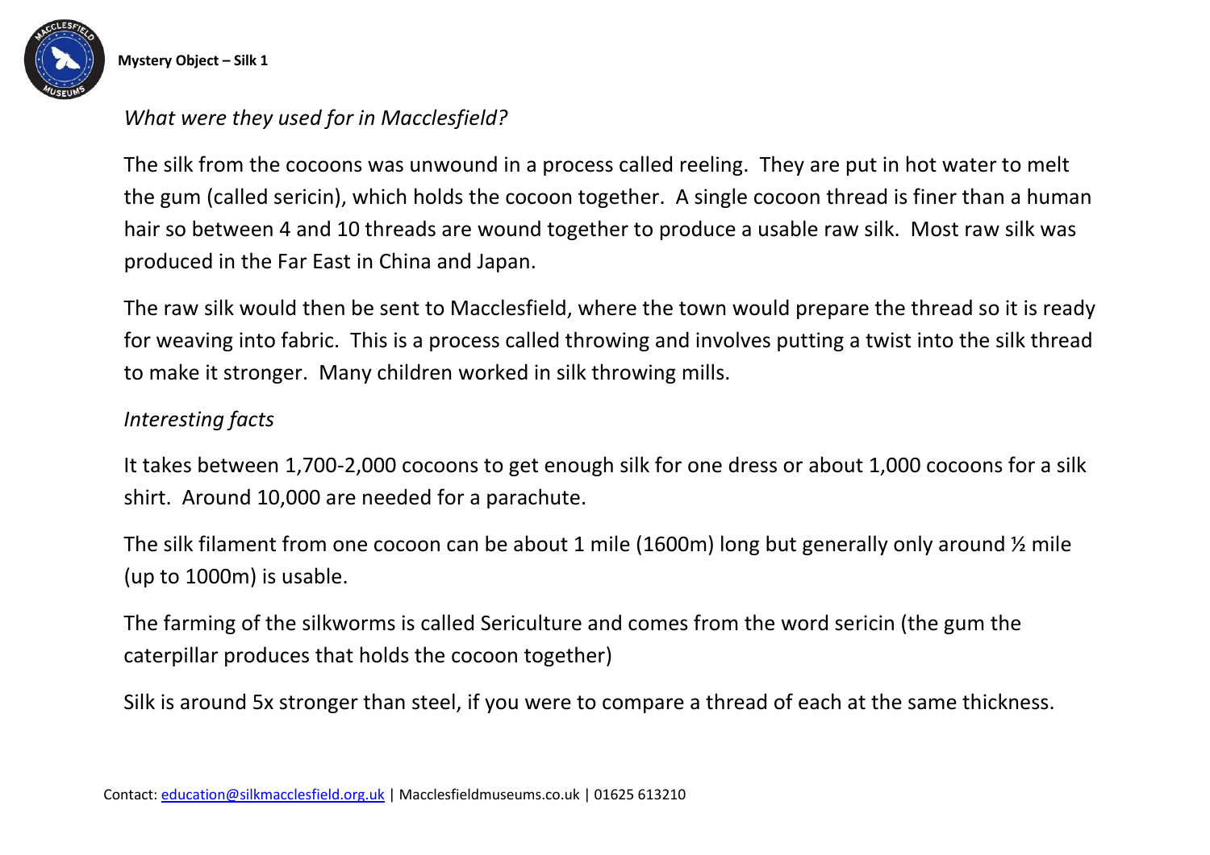*What were they used for in Macclesfield?*

The silk from the cocoons was unwound in a process called reeling. They are put in hot water to melt the gum (called sericin), which holds the cocoon together. A single cocoon thread is finer than a human hair so between 4 and 10 threads are wound together to produce a usable raw silk. Most raw silk was produced in the Far East in China and Japan.

The raw silk would then be sent to Macclesfield, where the town would prepare the thread so it is ready for weaving into fabric. This is a process called throwing and involves putting a twist into the silk thread to make it stronger. Many children worked in silk throwing mills.

*Interesting facts*

It takes between 1,700-2,000 cocoons to get enough silk for one dress or about 1,000 cocoons for a silk shirt. Around 10,000 are needed for a parachute.

The silk filament from one cocoon can be about 1 mile (1600m) long but generally only around ½ mile (up to 1000m) is usable.

The farming of the silkworms is called Sericulture and comes from the word sericin (the gum the caterpillar produces that holds the cocoon together)

Silk is around 5x stronger than steel, if you were to compare a thread of each at the same thickness.

Contact: education@silkmacclesfield.org.uk | Macclesfieldmuseums.co.uk | 01625 613210